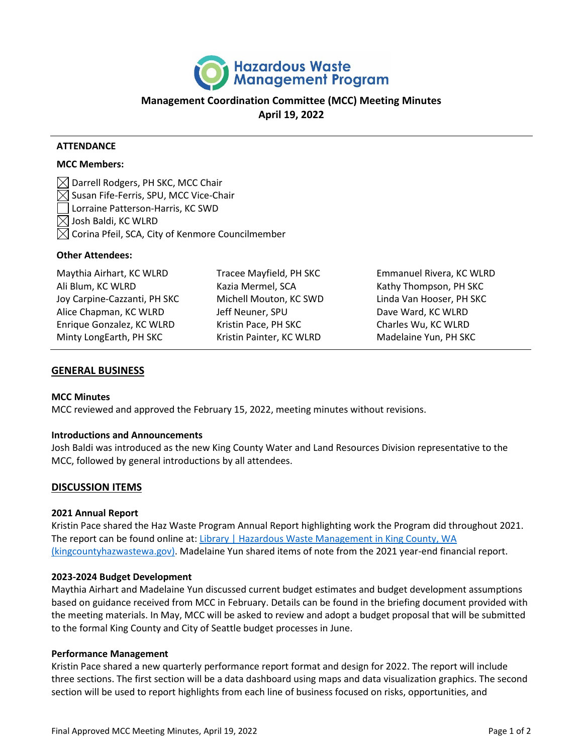Hazardous Waste Management Program

# Management Coordination Committee (MCC) Meeting Minutes

## April 19, 2022

**ATTENDANCE**

**MCC Members:**

- ☒ Darrell Rodgers, PH SKC, MCC Chair
- ☒ Susan Fife-Ferris, SPU, MCC Vice-Chair
- ☐ Lorraine Patterson-Harris, KC SWD
- ☒ Josh Baldi, KC WLRD
- ☒ Corina Pfeil, SCA, City of Kenmore Councilmember

**Other Attendees:**

- Maythia Airhart, KC WLRD
- Ali Blum, KC WLRD
- Joy Carpine-Cazzanti, PH SKC
- Alice Chapman, KC WLRD
- Enrique Gonzalez, KC WLRD
- Minty LongEarth, PH SKC
- Tracee Mayfield, PH SKC
- Kazia Mermel, SCA
- Michell Mouton, KC SWD
- Jeff Neuner, SPU
- Kristin Pace, PH SKC
- Kristin Painter, KC WLRD
- Emmanuel Rivera, KC WLRD
- Kathy Thompson, PH SKC
- Linda Van Hooser, PH SKC
- Dave Ward, KC WLRD
- Charles Wu, KC WLRD
- Madelaine Yun, PH SKC

## GENERAL BUSINESS

**MCC Minutes**

MCC reviewed and approved the February 15, 2022, meeting minutes without revisions.

**Introductions and Announcements**

Josh Baldi was introduced as the new King County Water and Land Resources Division representative to the MCC, followed by general introductions by all attendees.

## DISCUSSION ITEMS

**2021 Annual Report**

Kristin Pace shared the Haz Waste Program Annual Report highlighting work the Program did throughout 2021. The report can be found online at: [Library | Hazardous Waste Management in King County, WA (kingcountyhazwastewa.gov)](kingcountyhazwastewa.gov). Madelaine Yun shared items of note from the 2021 year-end financial report.

**2023-2024 Budget Development**

Maythia Airhart and Madelaine Yun discussed current budget estimates and budget development assumptions based on guidance received from MCC in February. Details can be found in the briefing document provided with the meeting materials. In May, MCC will be asked to review and adopt a budget proposal that will be submitted to the formal King County and City of Seattle budget processes in June.

**Performance Management**

Kristin Pace shared a new quarterly performance report format and design for 2022. The report will include three sections. The first section will be a data dashboard using maps and data visualization graphics. The second section will be used to report highlights from each line of business focused on risks, opportunities, and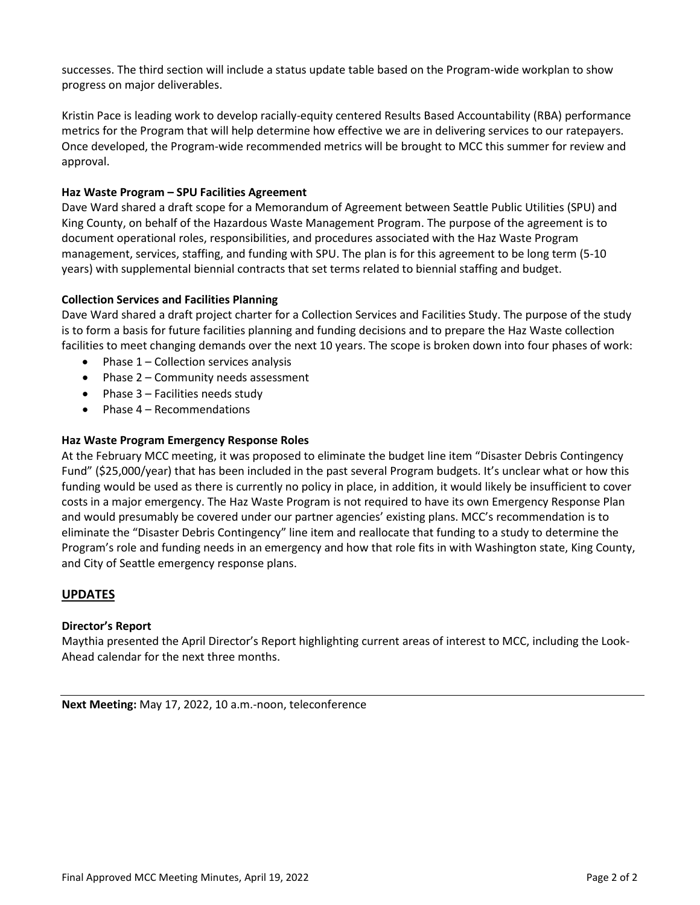successes. The third section will include a status update table based on the Program-wide workplan to show progress on major deliverables.

Kristin Pace is leading work to develop racially-equity centered Results Based Accountability (RBA) performance metrics for the Program that will help determine how effective we are in delivering services to our ratepayers. Once developed, the Program-wide recommended metrics will be brought to MCC this summer for review and approval.

**Haz Waste Program – SPU Facilities Agreement**

Dave Ward shared a draft scope for a Memorandum of Agreement between Seattle Public Utilities (SPU) and King County, on behalf of the Hazardous Waste Management Program. The purpose of the agreement is to document operational roles, responsibilities, and procedures associated with the Haz Waste Program management, services, staffing, and funding with SPU. The plan is for this agreement to be long term (5-10 years) with supplemental biennial contracts that set terms related to biennial staffing and budget.

**Collection Services and Facilities Planning**

Dave Ward shared a draft project charter for a Collection Services and Facilities Study. The purpose of the study is to form a basis for future facilities planning and funding decisions and to prepare the Haz Waste collection facilities to meet changing demands over the next 10 years. The scope is broken down into four phases of work:

- Phase 1 – Collection services analysis
- Phase 2 – Community needs assessment
- Phase 3 – Facilities needs study
- Phase 4 – Recommendations

**Haz Waste Program Emergency Response Roles**

At the February MCC meeting, it was proposed to eliminate the budget line item "Disaster Debris Contingency Fund" ($25,000/year) that has been included in the past several Program budgets. It's unclear what or how this funding would be used as there is currently no policy in place, in addition, it would likely be insufficient to cover costs in a major emergency. The Haz Waste Program is not required to have its own Emergency Response Plan and would presumably be covered under our partner agencies' existing plans. MCC's recommendation is to eliminate the "Disaster Debris Contingency" line item and reallocate that funding to a study to determine the Program's role and funding needs in an emergency and how that role fits in with Washington state, King County, and City of Seattle emergency response plans.

## UPDATES

**Director's Report**

Maythia presented the April Director's Report highlighting current areas of interest to MCC, including the Look-Ahead calendar for the next three months.

---

**Next Meeting:** May 17, 2022, 10 a.m.-noon, teleconference